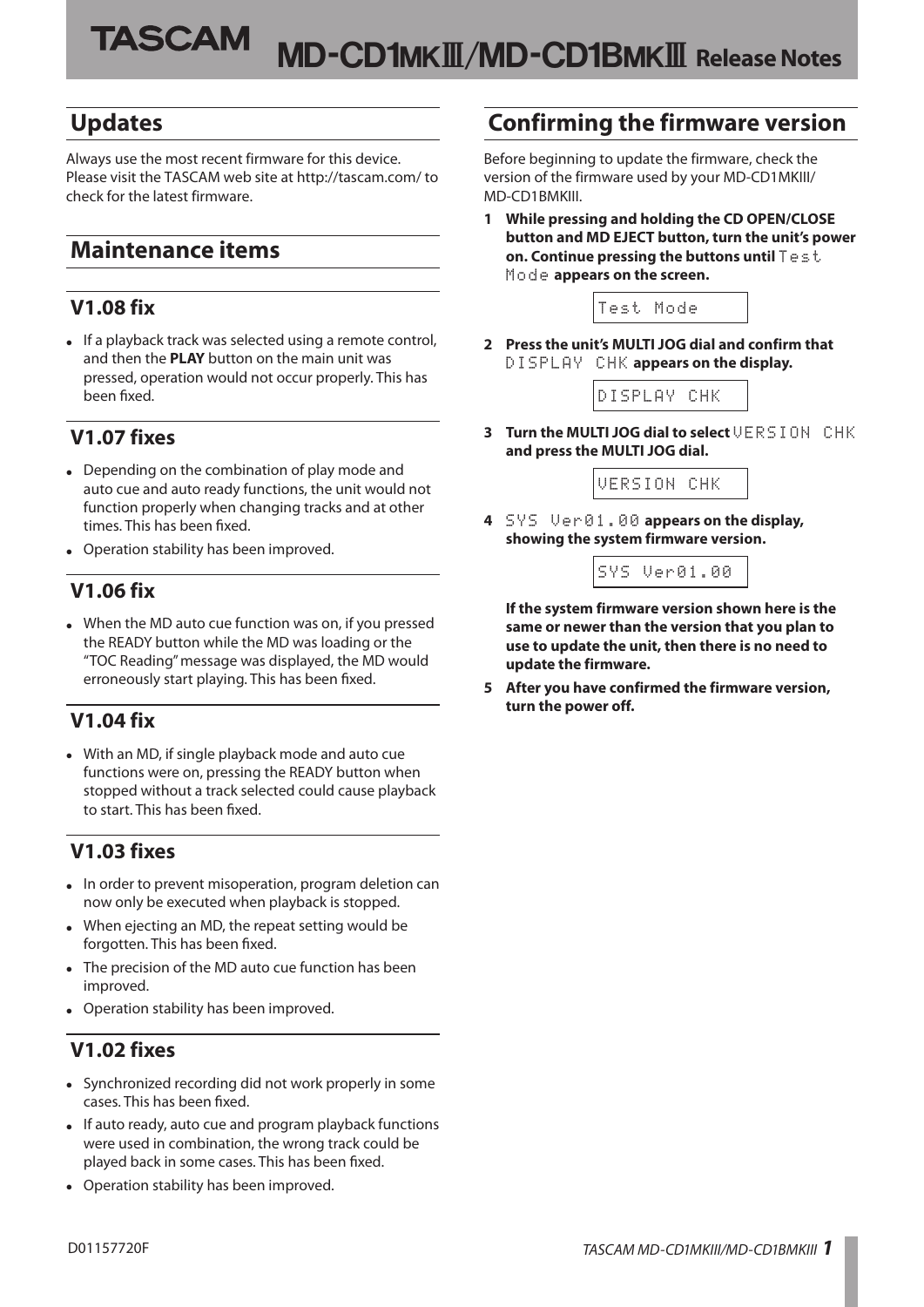# TASCAM MD-CD1MKIII/MD-CD1BMKIII Release Notes

## Updates

Always use the most recent firmware for this device. Please visit the TASCAM web site at http://tascam.com/ to check for the latest firmware.

## Maintenance items

### V1.08 fix

- If a playback track was selected using a remote control, and then the **PLAY** button on the main unit was pressed, operation would not occur properly. This has been fixed.

### V1.07 fixes

- Depending on the combination of play mode and auto cue and auto ready functions, the unit would not function properly when changing tracks and at other times. This has been fixed.
- Operation stability has been improved.

### V1.06 fix

- When the MD auto cue function was on, if you pressed the READY button while the MD was loading or the "TOC Reading" message was displayed, the MD would erroneously start playing. This has been fixed.

### V1.04 fix

- With an MD, if single playback mode and auto cue functions were on, pressing the READY button when stopped without a track selected could cause playback to start. This has been fixed.

### V1.03 fixes

- In order to prevent misoperation, program deletion can now only be executed when playback is stopped.
- When ejecting an MD, the repeat setting would be forgotten. This has been fixed.
- The precision of the MD auto cue function has been improved.
- Operation stability has been improved.

### V1.02 fixes

- Synchronized recording did not work properly in some cases. This has been fixed.
- If auto ready, auto cue and program playback functions were used in combination, the wrong track could be played back in some cases. This has been fixed.
- Operation stability has been improved.

## Confirming the firmware version

Before beginning to update the firmware, check the version of the firmware used by your MD-CD1MKIII/MD-CD1BMKIII.

1. **While pressing and holding the CD OPEN/CLOSE button and MD EJECT button, turn the unit's power on. Continue pressing the buttons until** `Test Mode` **appears on the screen.**

   `Test Mode`

2. **Press the unit's MULTI JOG dial and confirm that** `DISPLAY CHK` **appears on the display.**

   `DISPLAY CHK`

3. **Turn the MULTI JOG dial to select** `VERSION CHK` **and press the MULTI JOG dial.**

   `VERSION CHK`

4. `SYS Ver01.00` **appears on the display, showing the system firmware version.**

   `SYS Ver01.00`

   **If the system firmware version shown here is the same or newer than the version that you plan to use to update the unit, then there is no need to update the firmware.**

5. **After you have confirmed the firmware version, turn the power off.**

D01157720F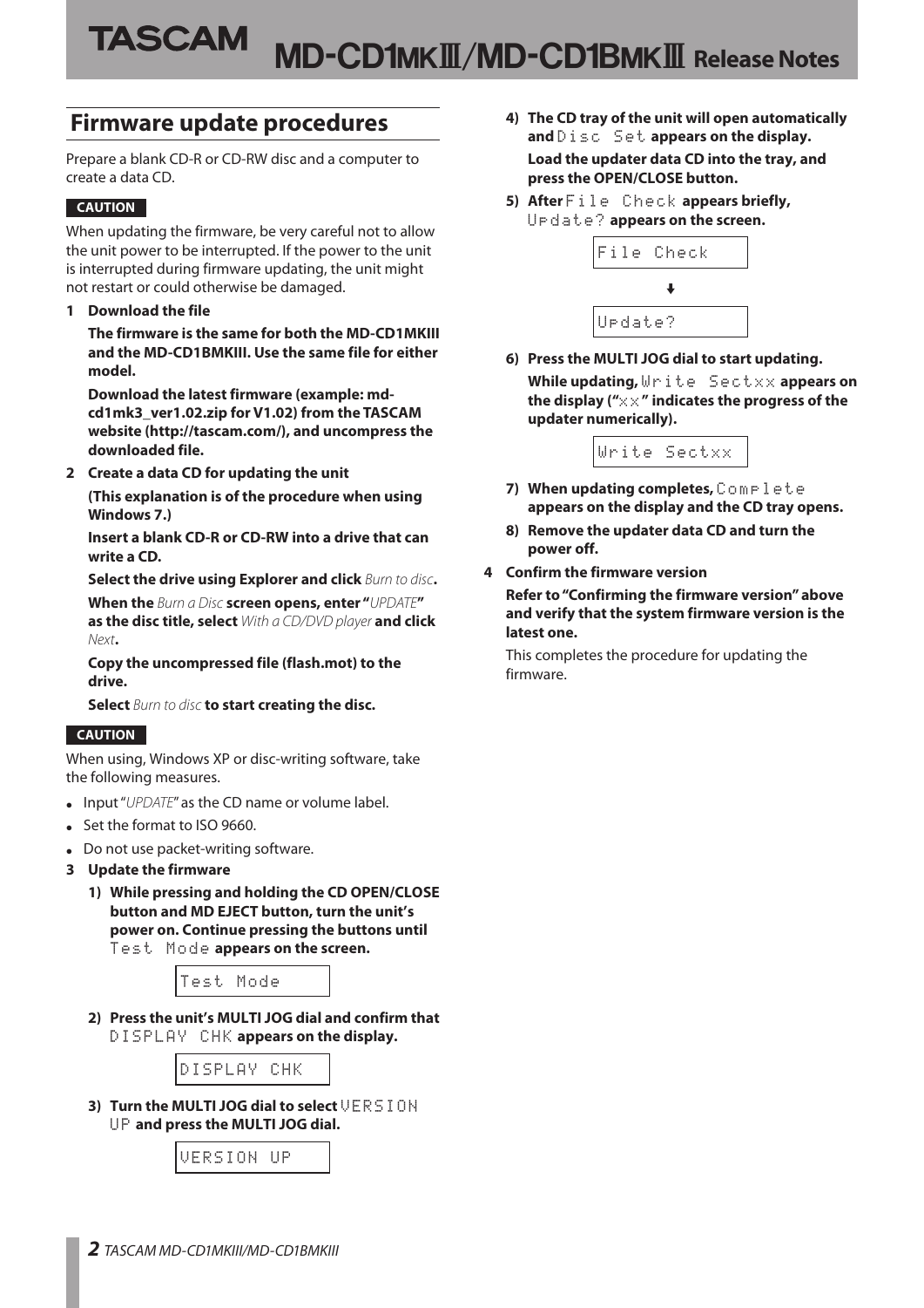## Firmware update procedures

Prepare a blank CD-R or CD-RW disc and a computer to create a data CD.

**CAUTION**

When updating the firmware, be very careful not to allow the unit power to be interrupted. If the power to the unit is interrupted during firmware updating, the unit might not restart or could otherwise be damaged.

**1 Download the file**

**The firmware is the same for both the MD-CD1MKIII and the MD-CD1BMKIII. Use the same file for either model.**

**Download the latest firmware (example: md-cd1mk3_ver1.02.zip for V1.02) from the TASCAM website (http://tascam.com/), and uncompress the downloaded file.**

**2 Create a data CD for updating the unit**

**(This explanation is of the procedure when using Windows 7.)**

**Insert a blank CD-R or CD-RW into a drive that can write a CD.**

**Select the drive using Explorer and click** *Burn to disc***.**

**When the** *Burn a Disc* **screen opens, enter "***UPDATE***" as the disc title, select** *With a CD/DVD player* **and click** *Next***.**

**Copy the uncompressed file (flash.mot) to the drive.**

**Select** *Burn to disc* **to start creating the disc.**

**CAUTION**

When using, Windows XP or disc-writing software, take the following measures.

- Input "*UPDATE*" as the CD name or volume label.
- Set the format to ISO 9660.
- Do not use packet-writing software.

**3 Update the firmware**

**1) While pressing and holding the CD OPEN/CLOSE button and MD EJECT button, turn the unit's power on. Continue pressing the buttons until** Test Mode **appears on the screen.**

Test Mode

**2) Press the unit's MULTI JOG dial and confirm that** DISPLAY CHK **appears on the display.**

DISPLAY CHK

**3) Turn the MULTI JOG dial to select** VERSION UP **and press the MULTI JOG dial.**

VERSION UP

**4) The CD tray of the unit will open automatically and** Disc Set **appears on the display.**

**Load the updater data CD into the tray, and press the OPEN/CLOSE button.**

**5) After** File Check **appears briefly,** Update? **appears on the screen.**

File Check

↓

Update?

**6) Press the MULTI JOG dial to start updating.**

**While updating,** Write Sectxx **appears on the display ("**xx**" indicates the progress of the updater numerically).**

Write Sectxx

**7) When updating completes,** Complete **appears on the display and the CD tray opens.**

**8) Remove the updater data CD and turn the power off.**

**4 Confirm the firmware version**

**Refer to "Confirming the firmware version" above and verify that the system firmware version is the latest one.**

This completes the procedure for updating the firmware.